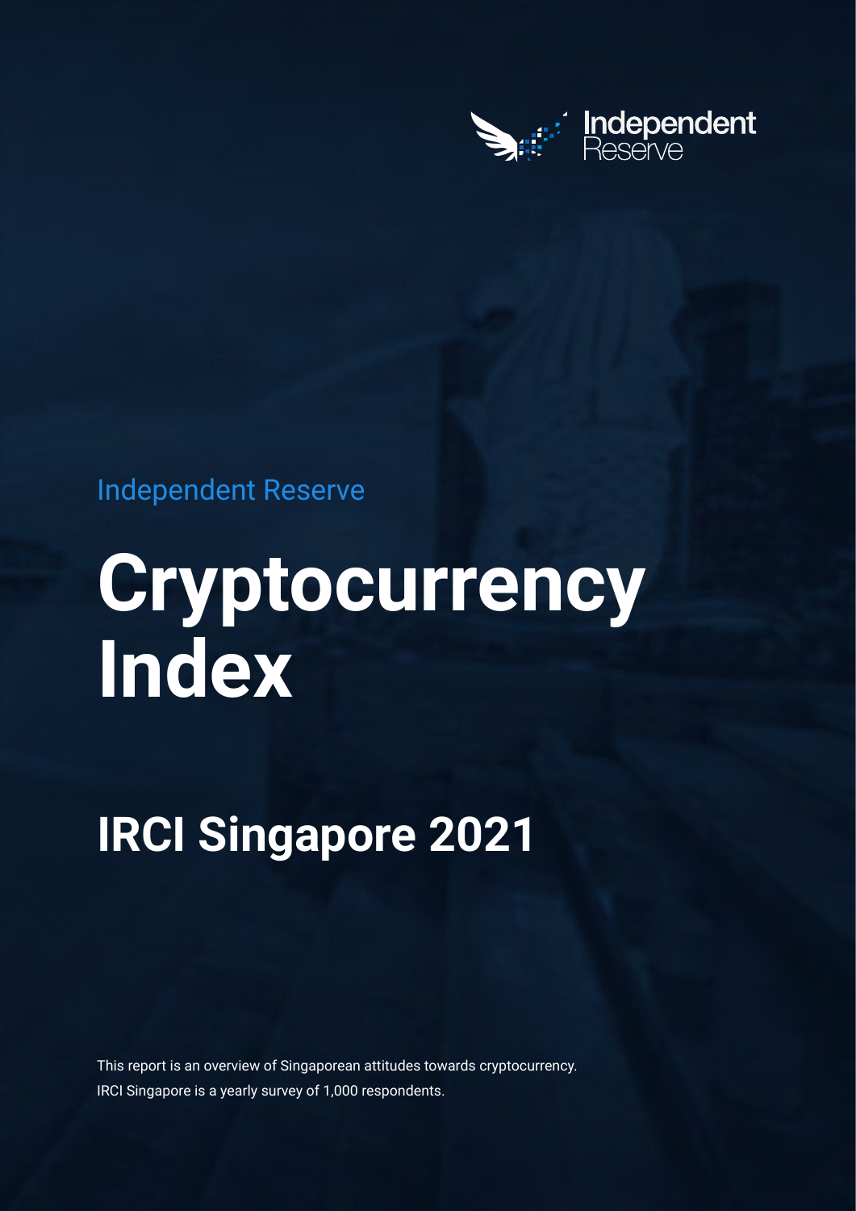Independent Reserve

Independent Reserve

# Cryptocurrency Index

## IRCI Singapore 2021

This report is an overview of Singaporean attitudes towards cryptocurrency.
IRCI Singapore is a yearly survey of 1,000 respondents.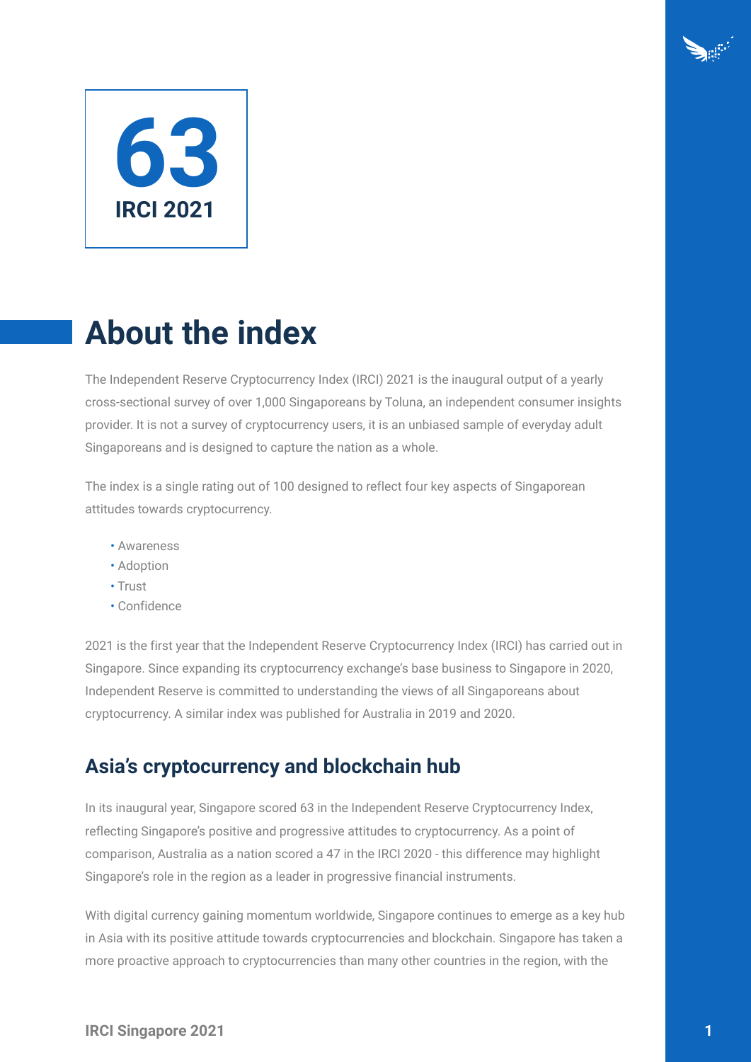**63**

**IRCI 2021**

# About the index

The Independent Reserve Cryptocurrency Index (IRCI) 2021 is the inaugural output of a yearly cross-sectional survey of over 1,000 Singaporeans by Toluna, an independent consumer insights provider. It is not a survey of cryptocurrency users, it is an unbiased sample of everyday adult Singaporeans and is designed to capture the nation as a whole.

The index is a single rating out of 100 designed to reflect four key aspects of Singaporean attitudes towards cryptocurrency.

- Awareness
- Adoption
- Trust
- Confidence

2021 is the first year that the Independent Reserve Cryptocurrency Index (IRCI) has carried out in Singapore. Since expanding its cryptocurrency exchange's base business to Singapore in 2020, Independent Reserve is committed to understanding the views of all Singaporeans about cryptocurrency. A similar index was published for Australia in 2019 and 2020.

## Asia's cryptocurrency and blockchain hub

In its inaugural year, Singapore scored 63 in the Independent Reserve Cryptocurrency Index, reflecting Singapore's positive and progressive attitudes to cryptocurrency. As a point of comparison, Australia as a nation scored a 47 in the IRCI 2020 - this difference may highlight Singapore's role in the region as a leader in progressive financial instruments.

With digital currency gaining momentum worldwide, Singapore continues to emerge as a key hub in Asia with its positive attitude towards cryptocurrencies and blockchain. Singapore has taken a more proactive approach to cryptocurrencies than many other countries in the region, with the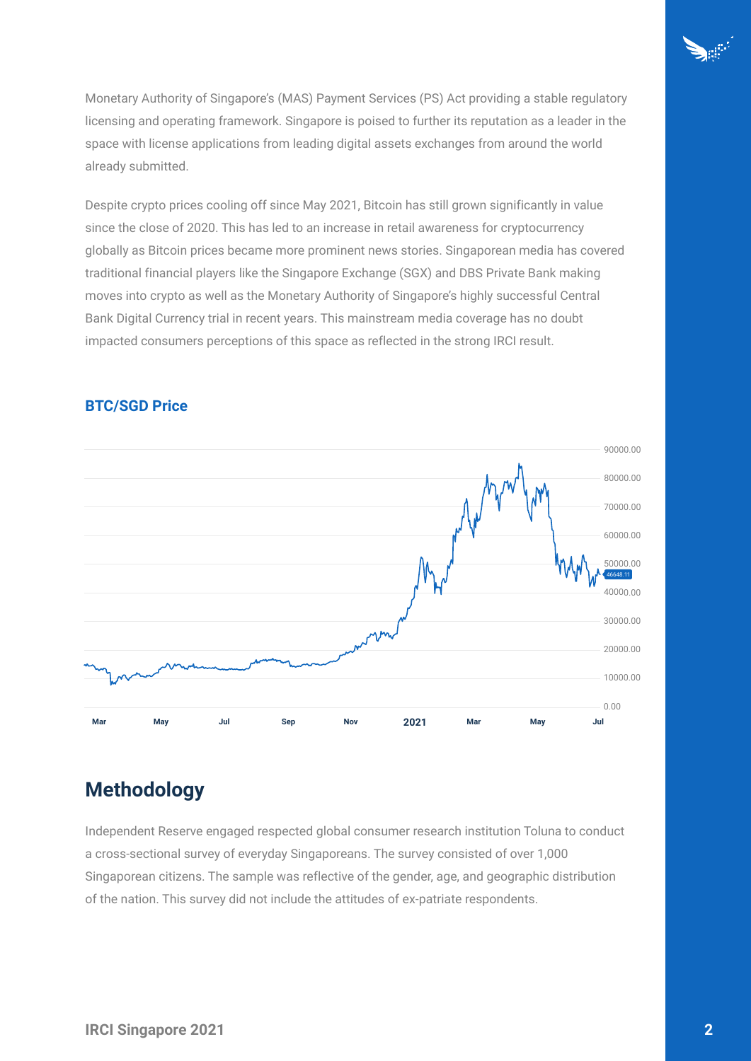Monetary Authority of Singapore's (MAS) Payment Services (PS) Act providing a stable regulatory licensing and operating framework. Singapore is poised to further its reputation as a leader in the space with license applications from leading digital assets exchanges from around the world already submitted.

Despite crypto prices cooling off since May 2021, Bitcoin has still grown significantly in value since the close of 2020. This has led to an increase in retail awareness for cryptocurrency globally as Bitcoin prices became more prominent news stories. Singaporean media has covered traditional financial players like the Singapore Exchange (SGX) and DBS Private Bank making moves into crypto as well as the Monetary Authority of Singapore's highly successful Central Bank Digital Currency trial in recent years. This mainstream media coverage has no doubt impacted consumers perceptions of this space as reflected in the strong IRCI result.

**BTC/SGD Price**

## Methodology

Independent Reserve engaged respected global consumer research institution Toluna to conduct a cross-sectional survey of everyday Singaporeans. The survey consisted of over 1,000 Singaporean citizens. The sample was reflective of the gender, age, and geographic distribution of the nation. This survey did not include the attitudes of ex-patriate respondents.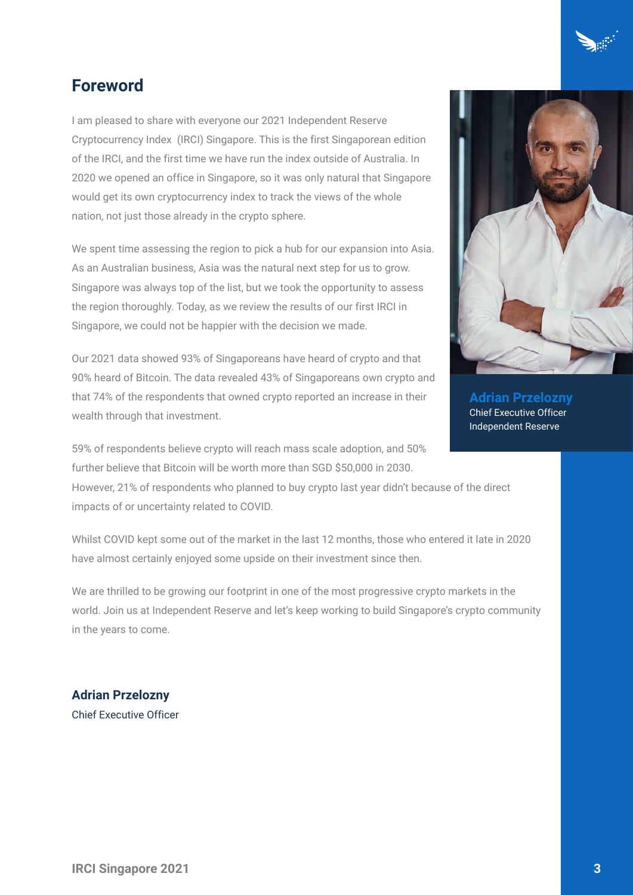## Foreword

I am pleased to share with everyone our 2021 Independent Reserve Cryptocurrency Index (IRCI) Singapore. This is the first Singaporean edition of the IRCI, and the first time we have run the index outside of Australia. In 2020 we opened an office in Singapore, so it was only natural that Singapore would get its own cryptocurrency index to track the views of the whole nation, not just those already in the crypto sphere.

We spent time assessing the region to pick a hub for our expansion into Asia. As an Australian business, Asia was the natural next step for us to grow. Singapore was always top of the list, but we took the opportunity to assess the region thoroughly. Today, as we review the results of our first IRCI in Singapore, we could not be happier with the decision we made.

Our 2021 data showed 93% of Singaporeans have heard of crypto and that 90% heard of Bitcoin. The data revealed 43% of Singaporeans own crypto and that 74% of the respondents that owned crypto reported an increase in their wealth through that investment.

**Adrian Przelozny**
Chief Executive Officer
Independent Reserve

59% of respondents believe crypto will reach mass scale adoption, and 50% further believe that Bitcoin will be worth more than SGD $50,000 in 2030. However, 21% of respondents who planned to buy crypto last year didn't because of the direct impacts of or uncertainty related to COVID.

Whilst COVID kept some out of the market in the last 12 months, those who entered it late in 2020 have almost certainly enjoyed some upside on their investment since then.

We are thrilled to be growing our footprint in one of the most progressive crypto markets in the world. Join us at Independent Reserve and let's keep working to build Singapore's crypto community in the years to come.

**Adrian Przelozny**
Chief Executive Officer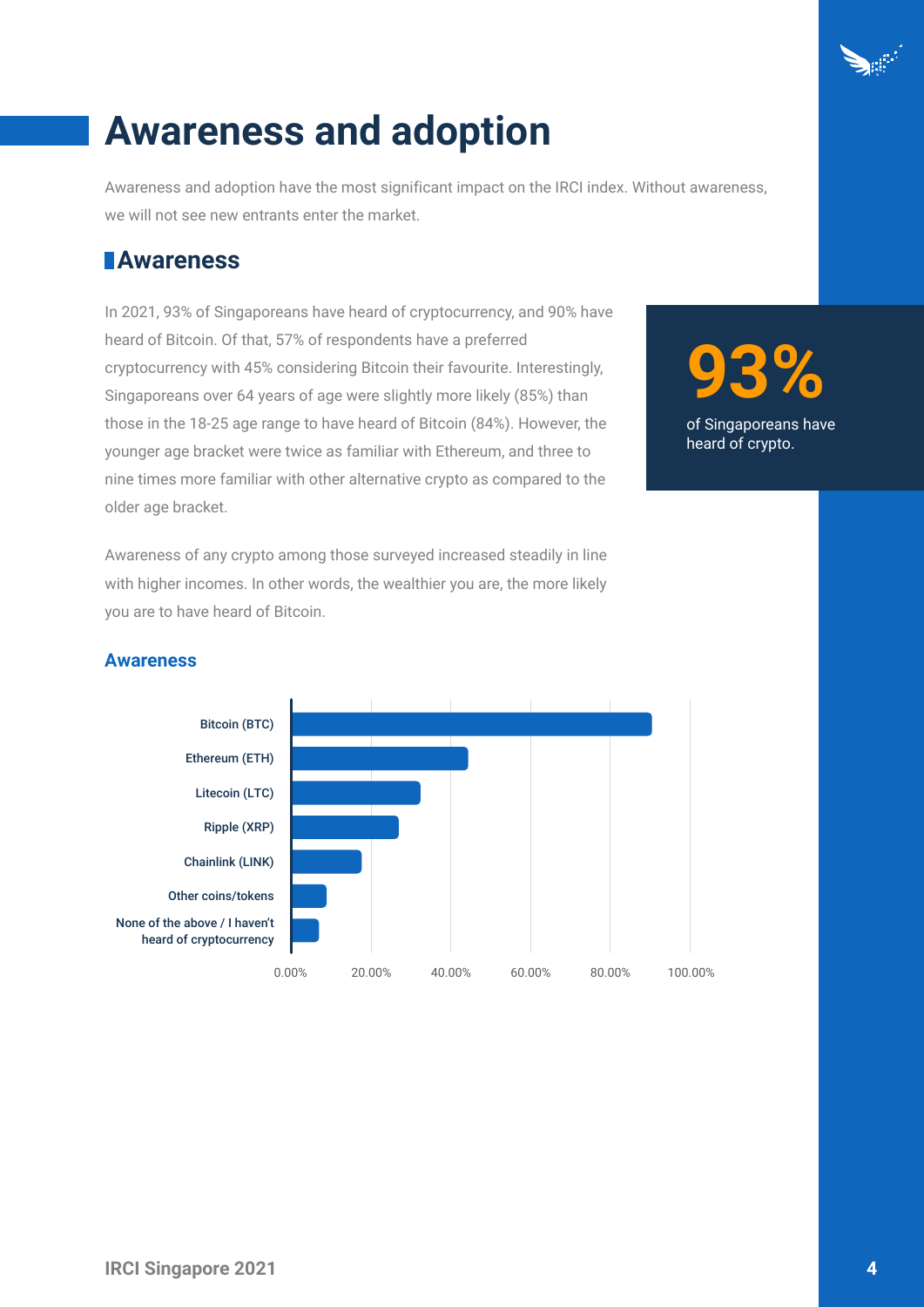# Awareness and adoption

Awareness and adoption have the most significant impact on the IRCI index. Without awareness, we will not see new entrants enter the market.

## Awareness

In 2021, 93% of Singaporeans have heard of cryptocurrency, and 90% have heard of Bitcoin. Of that, 57% of respondents have a preferred cryptocurrency with 45% considering Bitcoin their favourite. Interestingly, Singaporeans over 64 years of age were slightly more likely (85%) than those in the 18-25 age range to have heard of Bitcoin (84%). However, the younger age bracket were twice as familiar with Ethereum, and three to nine times more familiar with other alternative crypto as compared to the older age bracket.

**93%**

of Singaporeans have heard of crypto.

Awareness of any crypto among those surveyed increased steadily in line with higher incomes. In other words, the wealthier you are, the more likely you are to have heard of Bitcoin.

### Awareness

- Bitcoin (BTC)
- Ethereum (ETH)
- Litecoin (LTC)
- Ripple (XRP)
- Chainlink (LINK)
- Other coins/tokens
- None of the above / I haven't heard of cryptocurrency

0.00% 20.00% 40.00% 60.00% 80.00% 100.00%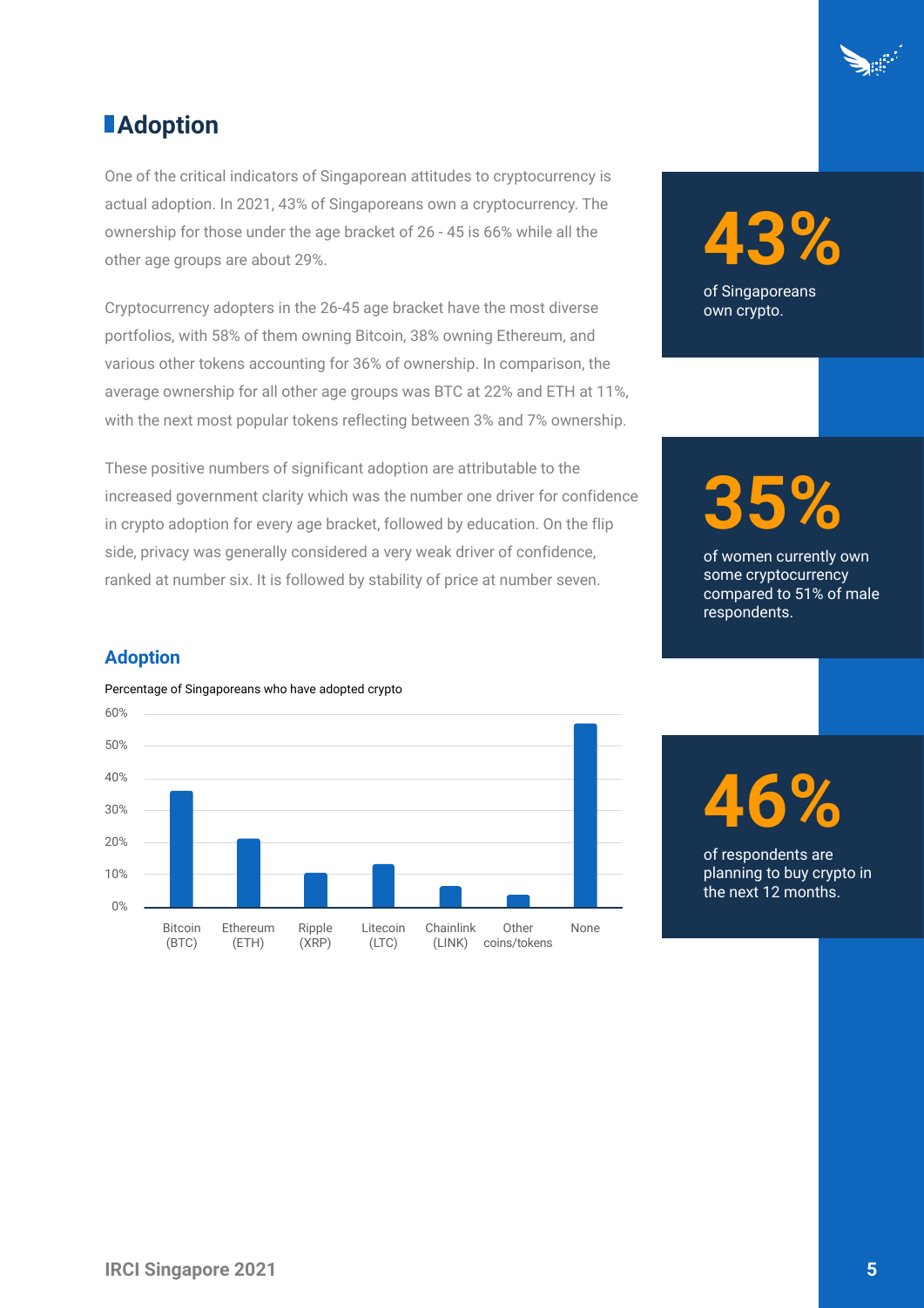## Adoption

One of the critical indicators of Singaporean attitudes to cryptocurrency is actual adoption. In 2021, 43% of Singaporeans own a cryptocurrency. The ownership for those under the age bracket of 26 - 45 is 66% while all the other age groups are about 29%.

Cryptocurrency adopters in the 26-45 age bracket have the most diverse portfolios, with 58% of them owning Bitcoin, 38% owning Ethereum, and various other tokens accounting for 36% of ownership. In comparison, the average ownership for all other age groups was BTC at 22% and ETH at 11%, with the next most popular tokens reflecting between 3% and 7% ownership.

These positive numbers of significant adoption are attributable to the increased government clarity which was the number one driver for confidence in crypto adoption for every age bracket, followed by education. On the flip side, privacy was generally considered a very weak driver of confidence, ranked at number six. It is followed by stability of price at number seven.

**43%** of Singaporeans own crypto.

**35%** of women currently own some cryptocurrency compared to 51% of male respondents.

**46%** of respondents are planning to buy crypto in the next 12 months.

### Adoption

Percentage of Singaporeans who have adopted crypto

60%
50%
40%
30%
20%
10%
0%

Bitcoin (BTC) | Ethereum (ETH) | Ripple (XRP) | Litecoin (LTC) | Chainlink (LINK) | Other coins/tokens | None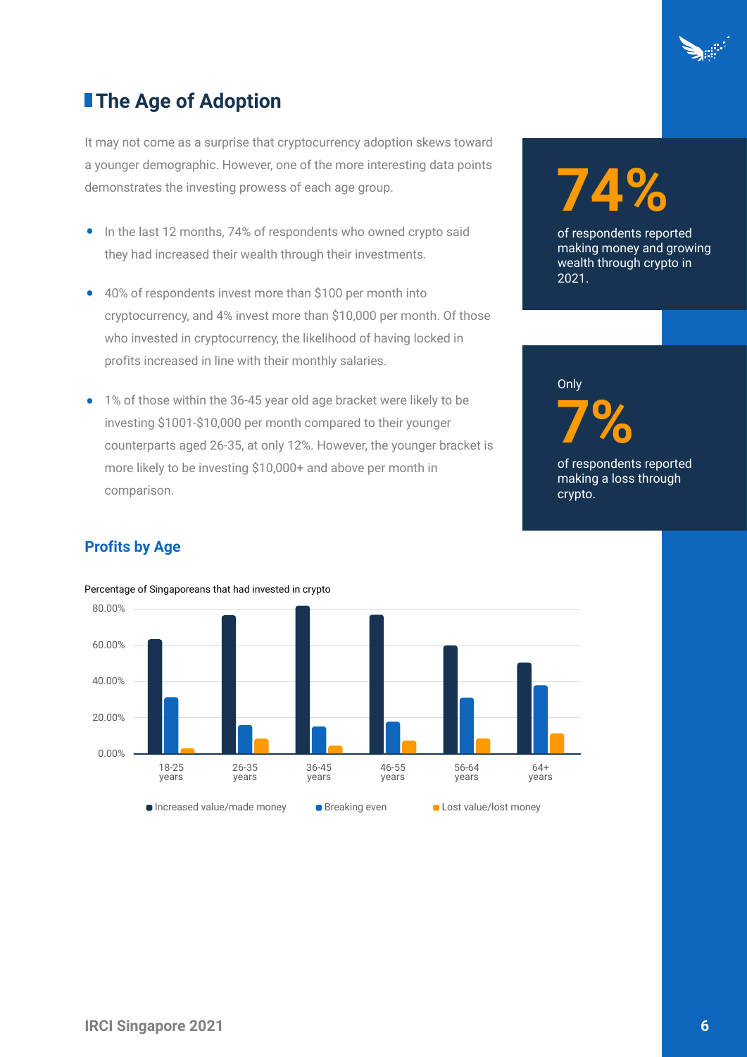## The Age of Adoption

It may not come as a surprise that cryptocurrency adoption skews toward a younger demographic. However, one of the more interesting data points demonstrates the investing prowess of each age group.

- In the last 12 months, 74% of respondents who owned crypto said they had increased their wealth through their investments.
- 40% of respondents invest more than $100 per month into cryptocurrency, and 4% invest more than $10,000 per month. Of those who invested in cryptocurrency, the likelihood of having locked in profits increased in line with their monthly salaries.
- 1% of those within the 36-45 year old age bracket were likely to be investing $1001-$10,000 per month compared to their younger counterparts aged 26-35, at only 12%. However, the younger bracket is more likely to be investing $10,000+ and above per month in comparison.

**74%**

of respondents reported making money and growing wealth through crypto in 2021.

Only

**7%**

of respondents reported making a loss through crypto.

### Profits by Age

Percentage of Singaporeans that had invested in crypto

| Age | Increased value/made money | Breaking even | Lost value/lost money |
|---|---|---|---|
| 18-25 years | ~63% | ~31% | ~3% |
| 26-35 years | ~76% | ~16% | ~8% |
| 36-45 years | ~81% | ~15% | ~4% |
| 46-55 years | ~76% | ~18% | ~7% |
| 56-64 years | ~60% | ~31% | ~8% |
| 64+ years | ~50% | ~38% | ~11% |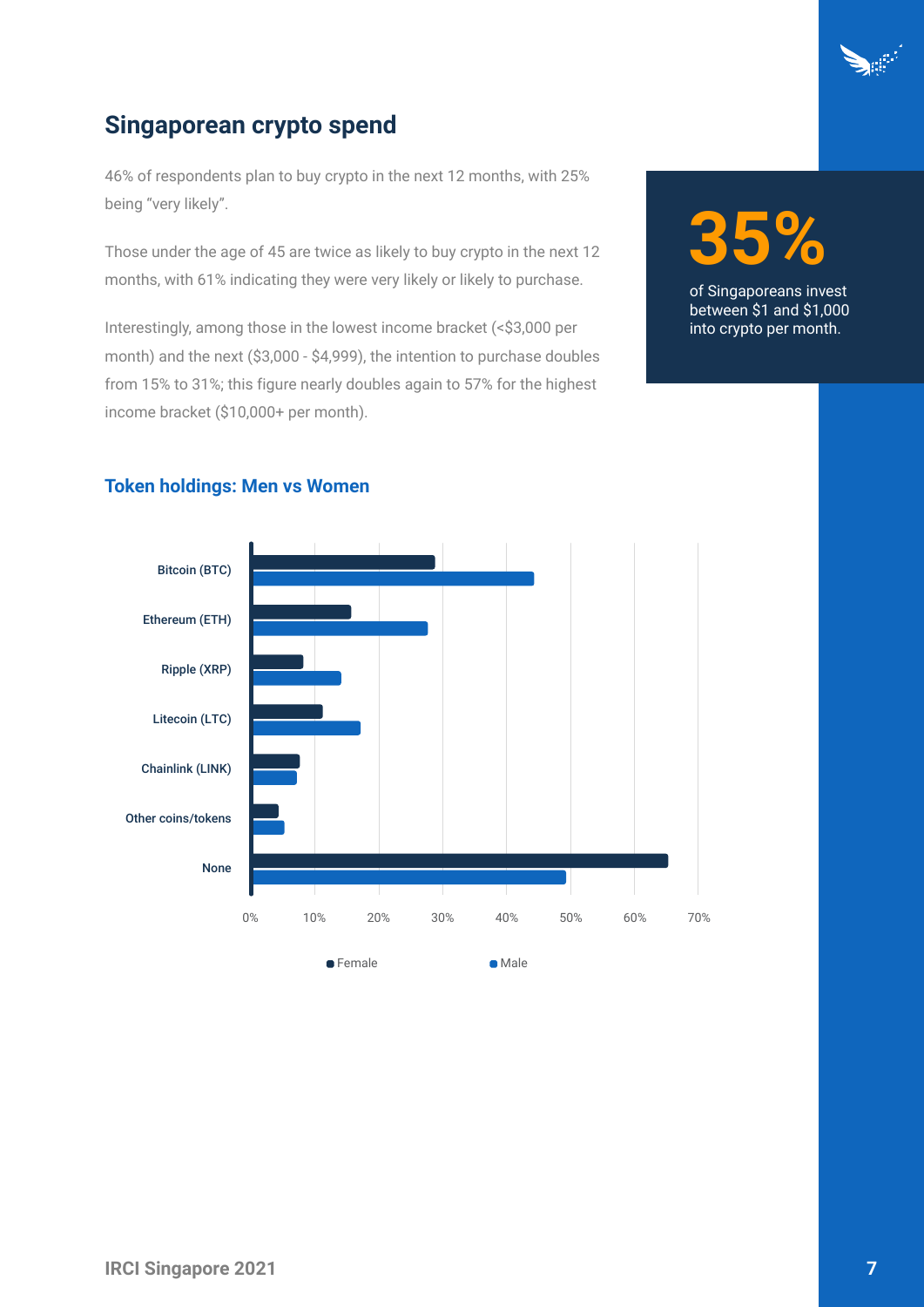## Singaporean crypto spend

46% of respondents plan to buy crypto in the next 12 months, with 25% being "very likely".

Those under the age of 45 are twice as likely to buy crypto in the next 12 months, with 61% indicating they were very likely or likely to purchase.

Interestingly, among those in the lowest income bracket (<$3,000 per month) and the next ($3,000 - $4,999), the intention to purchase doubles from 15% to 31%; this figure nearly doubles again to 57% for the highest income bracket ($10,000+ per month).

**35%**

of Singaporeans invest between $1 and $1,000 into crypto per month.

### Token holdings: Men vs Women

Bitcoin (BTC)

Ethereum (ETH)

Ripple (XRP)

Litecoin (LTC)

Chainlink (LINK)

Other coins/tokens

None

0% 10% 20% 30% 40% 50% 60% 70%

Female Male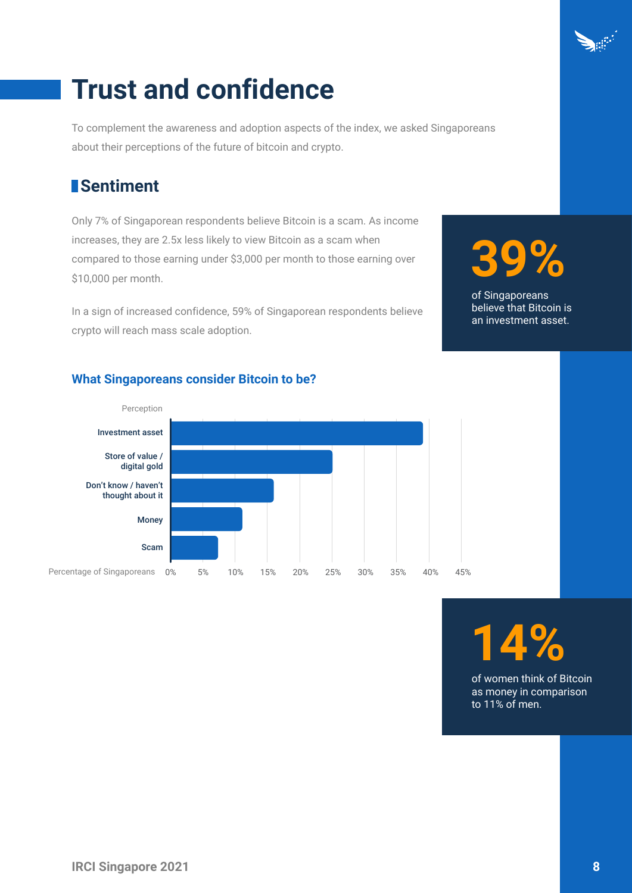# Trust and confidence

To complement the awareness and adoption aspects of the index, we asked Singaporeans about their perceptions of the future of bitcoin and crypto.

## Sentiment

Only 7% of Singaporean respondents believe Bitcoin is a scam. As income increases, they are 2.5x less likely to view Bitcoin as a scam when compared to those earning under $3,000 per month to those earning over $10,000 per month.

In a sign of increased confidence, 59% of Singaporean respondents believe crypto will reach mass scale adoption.

**39%**

of Singaporeans believe that Bitcoin is an investment asset.

### What Singaporeans consider Bitcoin to be?

| Perception | Percentage of Singaporeans |
|---|---|
| Investment asset | ~39% |
| Store of value / digital gold | ~25% |
| Don't know / haven't thought about it | ~16% |
| Money | ~11% |
| Scam | ~7% |

**14%**

of women think of Bitcoin as money in comparison to 11% of men.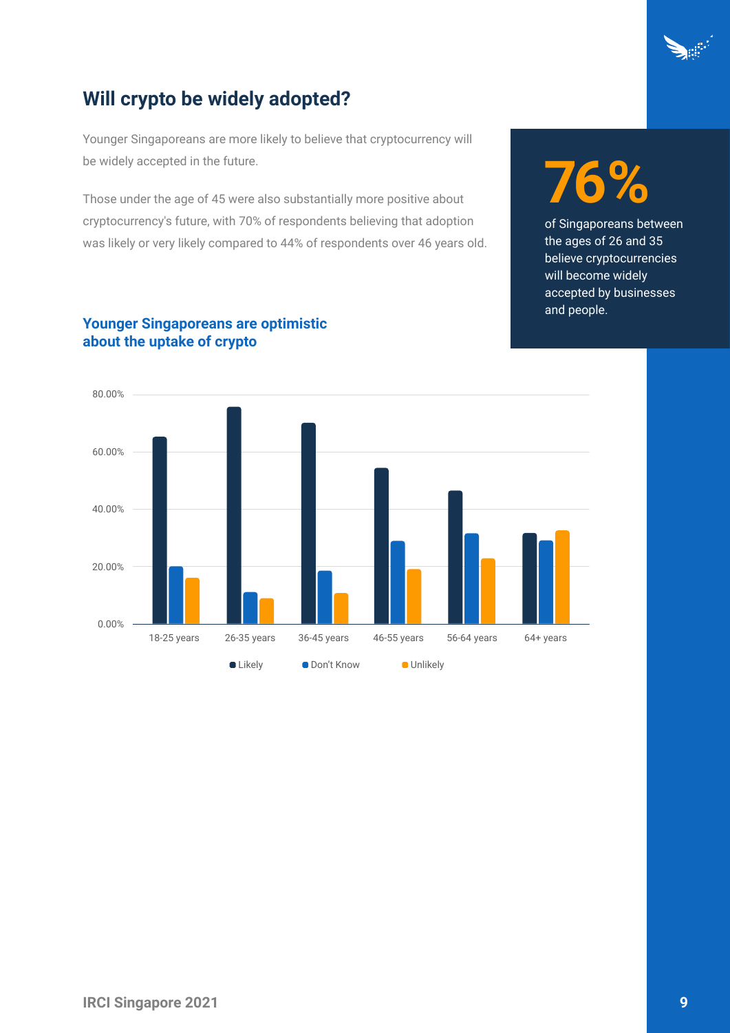## Will crypto be widely adopted?

Younger Singaporeans are more likely to believe that cryptocurrency will be widely accepted in the future.

Those under the age of 45 were also substantially more positive about cryptocurrency's future, with 70% of respondents believing that adoption was likely or very likely compared to 44% of respondents over 46 years old.

**76%**

of Singaporeans between the ages of 26 and 35 believe cryptocurrencies will become widely accepted by businesses and people.

### Younger Singaporeans are optimistic about the uptake of crypto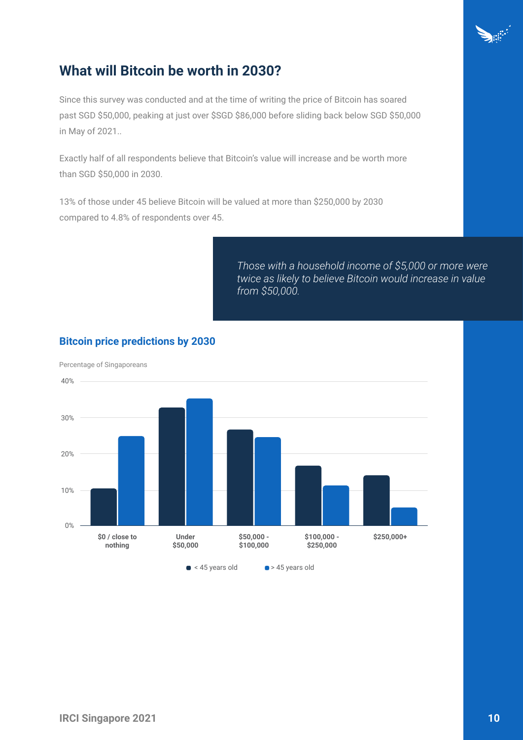## What will Bitcoin be worth in 2030?

Since this survey was conducted and at the time of writing the price of Bitcoin has soared past SGD $50,000, peaking at just over $SGD $86,000 before sliding back below SGD $50,000 in May of 2021..

Exactly half of all respondents believe that Bitcoin's value will increase and be worth more than SGD $50,000 in 2030.

13% of those under 45 believe Bitcoin will be valued at more than $250,000 by 2030 compared to 4.8% of respondents over 45.

> *Those with a household income of $5,000 or more were twice as likely to believe Bitcoin would increase in value from $50,000.*

### Bitcoin price predictions by 2030

Percentage of Singaporeans

| | $0 / close to nothing | Under $50,000 | $50,000 - $100,000 | $100,000 - $250,000 | $250,000+ |
|---|---|---|---|---|---|
| < 45 years old | ~10% | ~33% | ~27% | ~17% | ~14% |
| > 45 years old | ~25% | ~35% | ~25% | ~11% | ~5% |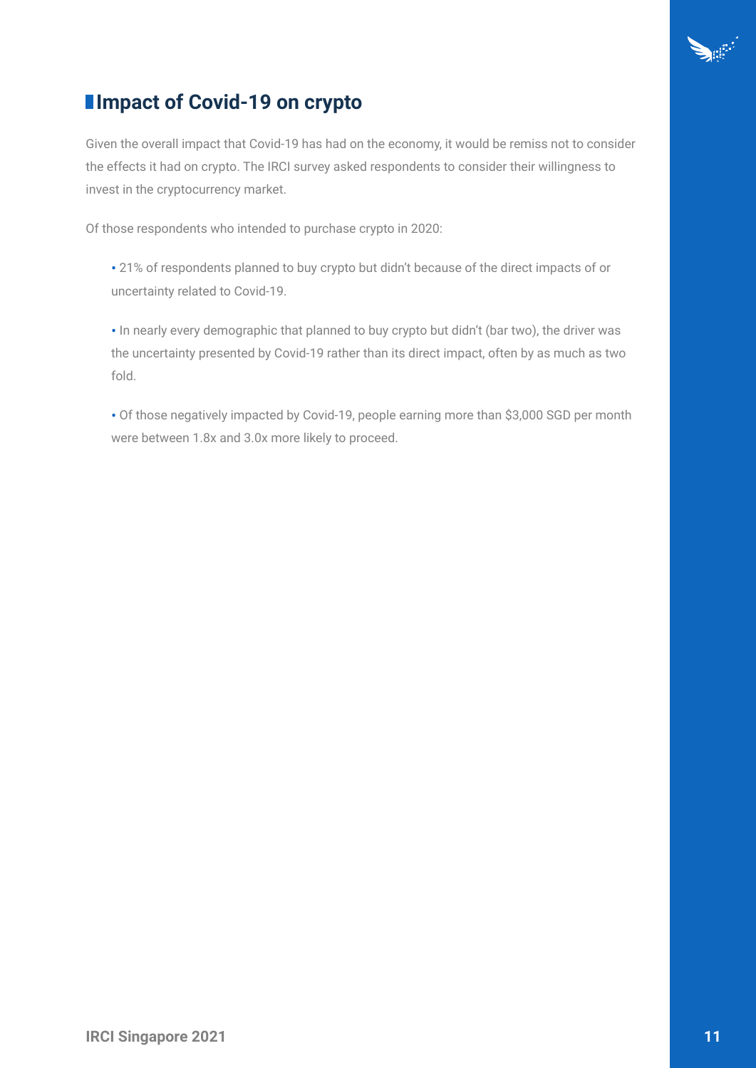## Impact of Covid-19 on crypto

Given the overall impact that Covid-19 has had on the economy, it would be remiss not to consider the effects it had on crypto. The IRCI survey asked respondents to consider their willingness to invest in the cryptocurrency market.

Of those respondents who intended to purchase crypto in 2020:

- 21% of respondents planned to buy crypto but didn't because of the direct impacts of or uncertainty related to Covid-19.

- In nearly every demographic that planned to buy crypto but didn't (bar two), the driver was the uncertainty presented by Covid-19 rather than its direct impact, often by as much as two fold.

- Of those negatively impacted by Covid-19, people earning more than $3,000 SGD per month were between 1.8x and 3.0x more likely to proceed.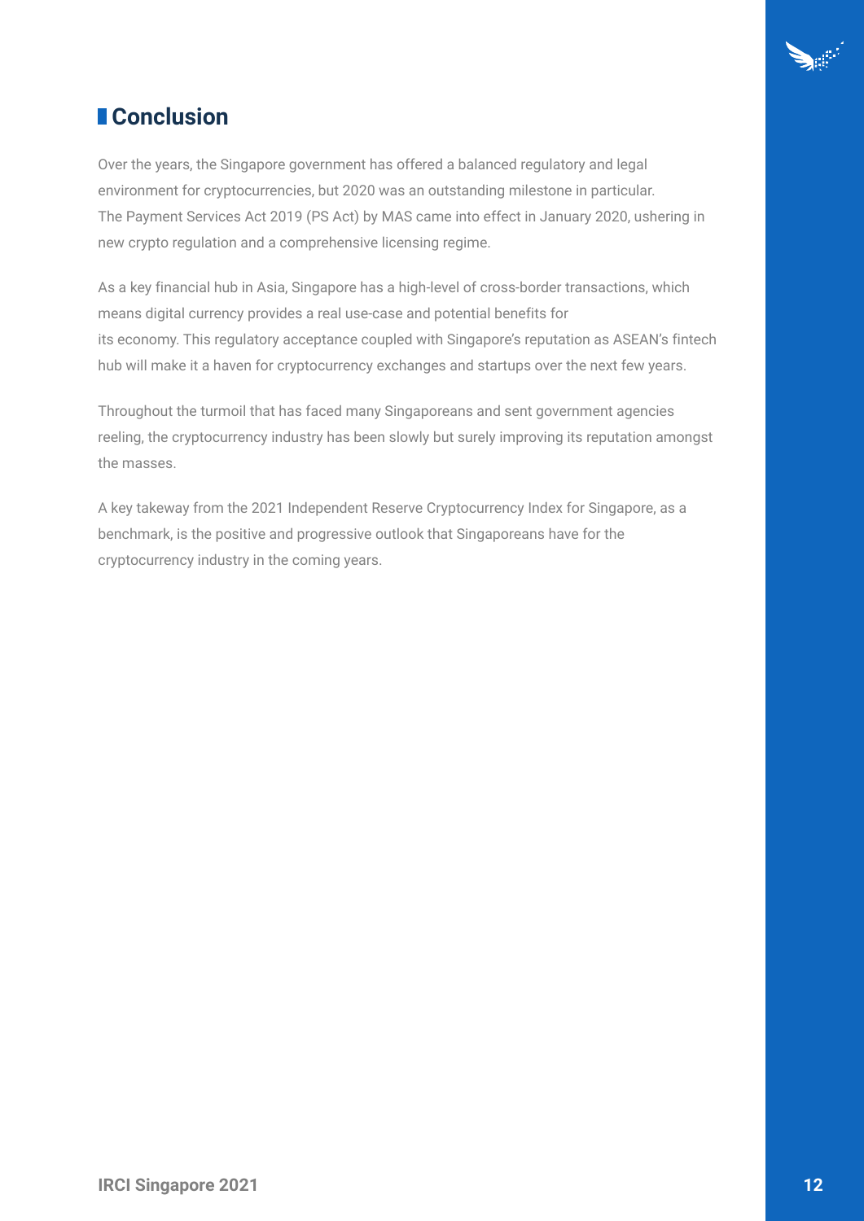## Conclusion

Over the years, the Singapore government has offered a balanced regulatory and legal environment for cryptocurrencies, but 2020 was an outstanding milestone in particular. The Payment Services Act 2019 (PS Act) by MAS came into effect in January 2020, ushering in new crypto regulation and a comprehensive licensing regime.

As a key financial hub in Asia, Singapore has a high-level of cross-border transactions, which means digital currency provides a real use-case and potential benefits for its economy. This regulatory acceptance coupled with Singapore's reputation as ASEAN's fintech hub will make it a haven for cryptocurrency exchanges and startups over the next few years.

Throughout the turmoil that has faced many Singaporeans and sent government agencies reeling, the cryptocurrency industry has been slowly but surely improving its reputation amongst the masses.

A key takeway from the 2021 Independent Reserve Cryptocurrency Index for Singapore, as a benchmark, is the positive and progressive outlook that Singaporeans have for the cryptocurrency industry in the coming years.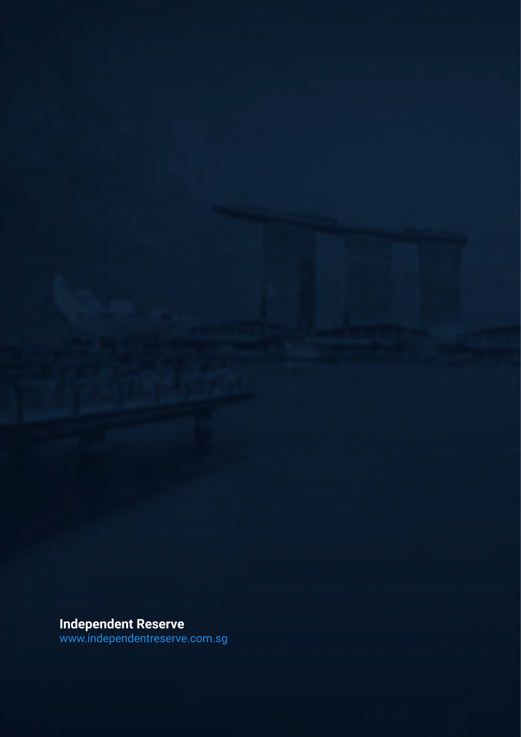**Independent Reserve**
www.independentreserve.com.sg